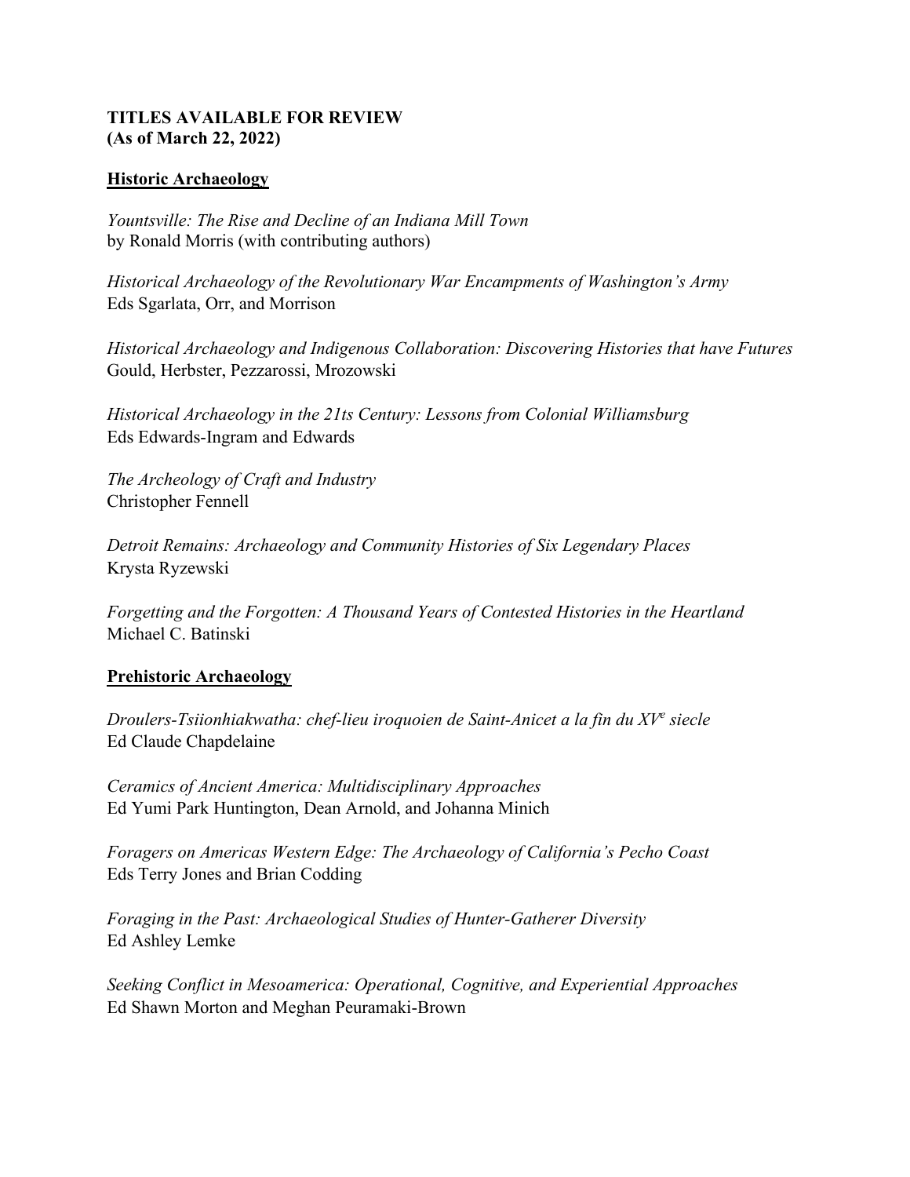**TITLES AVAILABLE FOR REVIEW**
**(As of March 22, 2022)**

## Historic Archaeology

*Yountsville: The Rise and Decline of an Indiana Mill Town*
by Ronald Morris (with contributing authors)

*Historical Archaeology of the Revolutionary War Encampments of Washington's Army*
Eds Sgarlata, Orr, and Morrison

*Historical Archaeology and Indigenous Collaboration: Discovering Histories that have Futures*
Gould, Herbster, Pezzarossi, Mrozowski

*Historical Archaeology in the 21ts Century: Lessons from Colonial Williamsburg*
Eds Edwards-Ingram and Edwards

*The Archeology of Craft and Industry*
Christopher Fennell

*Detroit Remains: Archaeology and Community Histories of Six Legendary Places*
Krysta Ryzewski

*Forgetting and the Forgotten: A Thousand Years of Contested Histories in the Heartland*
Michael C. Batinski

## Prehistoric Archaeology

*Droulers-Tsiionhiakwatha: chef-lieu iroquoien de Saint-Anicet a la fin du XV^e^ siecle*
Ed Claude Chapdelaine

*Ceramics of Ancient America: Multidisciplinary Approaches*
Ed Yumi Park Huntington, Dean Arnold, and Johanna Minich

*Foragers on Americas Western Edge: The Archaeology of California's Pecho Coast*
Eds Terry Jones and Brian Codding

*Foraging in the Past: Archaeological Studies of Hunter-Gatherer Diversity*
Ed Ashley Lemke

*Seeking Conflict in Mesoamerica: Operational, Cognitive, and Experiential Approaches*
Ed Shawn Morton and Meghan Peuramaki-Brown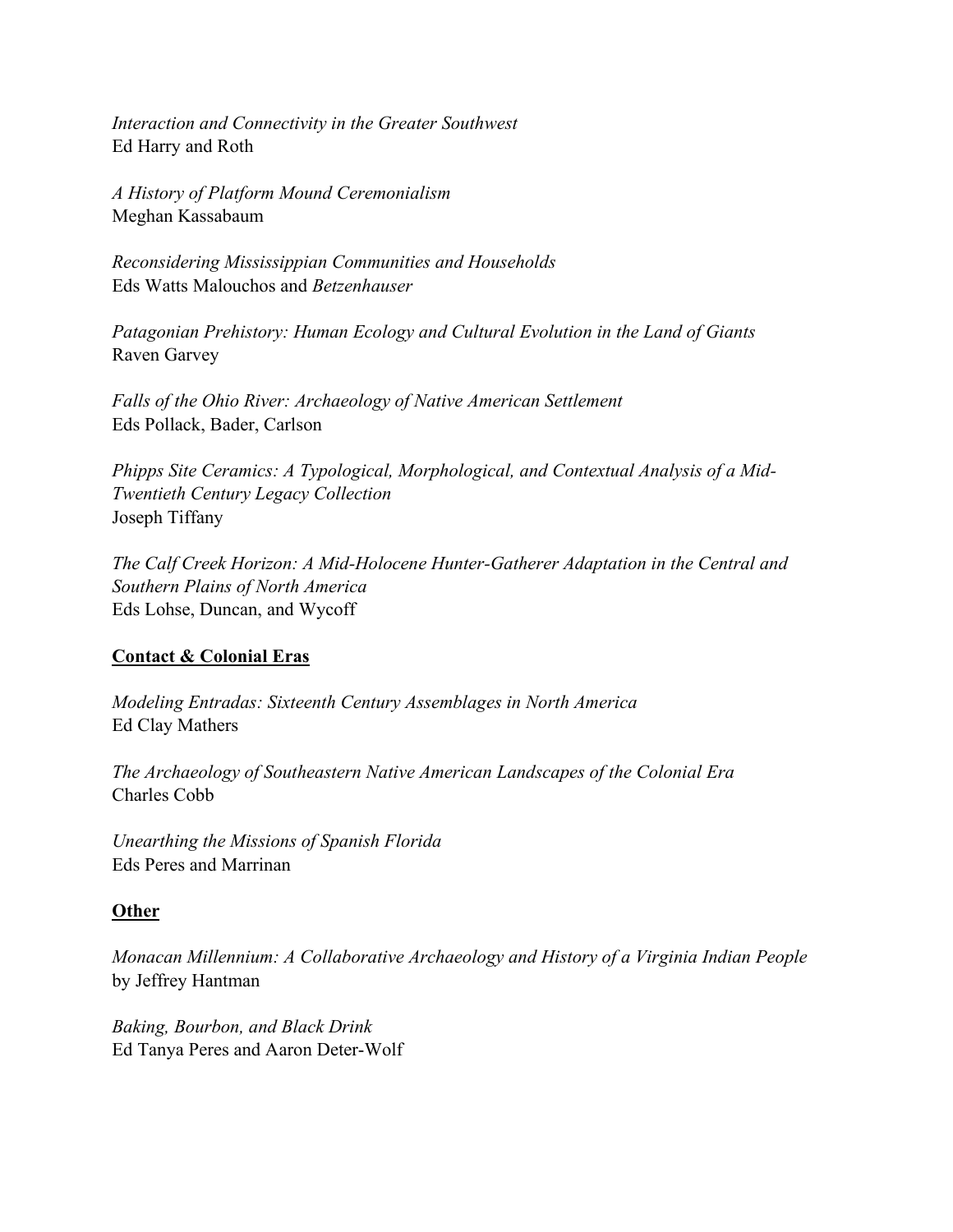*Interaction and Connectivity in the Greater Southwest*
Ed Harry and Roth

*A History of Platform Mound Ceremonialism*
Meghan Kassabaum

*Reconsidering Mississippian Communities and Households*
Eds Watts Malouchos and *Betzenhauser*

*Patagonian Prehistory: Human Ecology and Cultural Evolution in the Land of Giants*
Raven Garvey

*Falls of the Ohio River: Archaeology of Native American Settlement*
Eds Pollack, Bader, Carlson

*Phipps Site Ceramics: A Typological, Morphological, and Contextual Analysis of a Mid-Twentieth Century Legacy Collection*
Joseph Tiffany

*The Calf Creek Horizon: A Mid-Holocene Hunter-Gatherer Adaptation in the Central and Southern Plains of North America*
Eds Lohse, Duncan, and Wycoff

**Contact & Colonial Eras**

*Modeling Entradas: Sixteenth Century Assemblages in North America*
Ed Clay Mathers

*The Archaeology of Southeastern Native American Landscapes of the Colonial Era*
Charles Cobb

*Unearthing the Missions of Spanish Florida*
Eds Peres and Marrinan

**Other**

*Monacan Millennium: A Collaborative Archaeology and History of a Virginia Indian People*
by Jeffrey Hantman

*Baking, Bourbon, and Black Drink*
Ed Tanya Peres and Aaron Deter-Wolf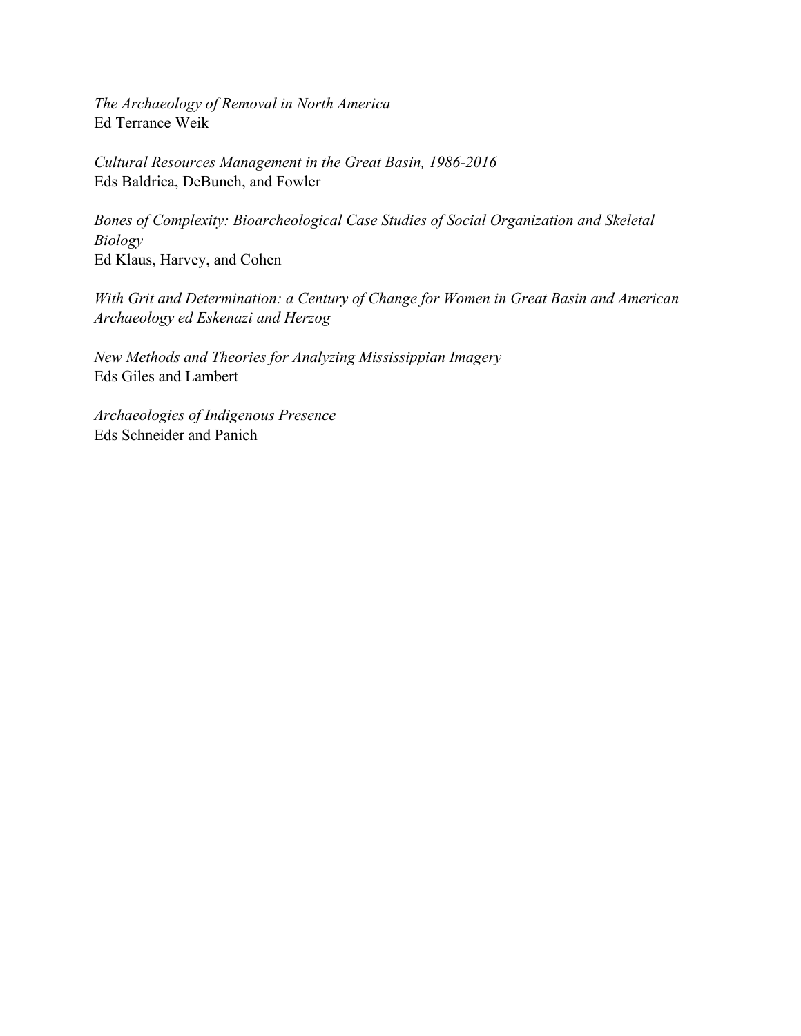*The Archaeology of Removal in North America*
Ed Terrance Weik

*Cultural Resources Management in the Great Basin, 1986-2016*
Eds Baldrica, DeBunch, and Fowler

*Bones of Complexity: Bioarcheological Case Studies of Social Organization and Skeletal Biology*
Ed Klaus, Harvey, and Cohen

*With Grit and Determination: a Century of Change for Women in Great Basin and American Archaeology ed Eskenazi and Herzog*

*New Methods and Theories for Analyzing Mississippian Imagery*
Eds Giles and Lambert

*Archaeologies of Indigenous Presence*
Eds Schneider and Panich